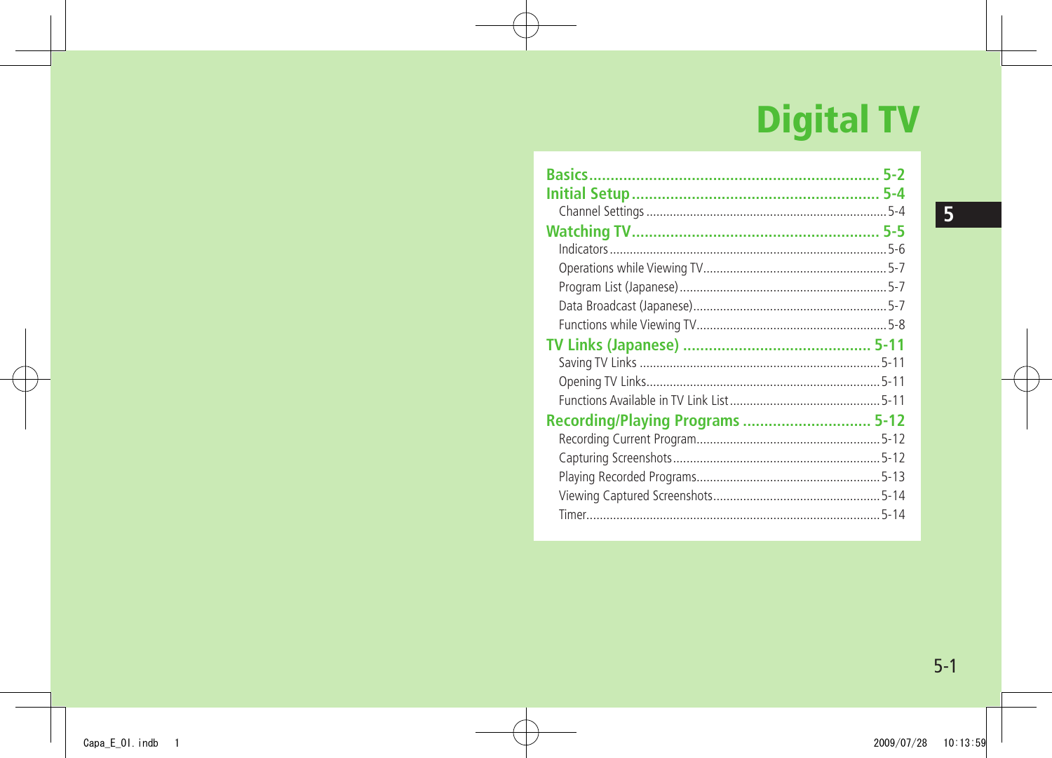# Digital TV

| | |
|---|---|
| **Basics** | **5-2** |
| **Initial Setup** | **5-4** |
| Channel Settings | 5-4 |
| **Watching TV** | **5-5** |
| Indicators | 5-6 |
| Operations while Viewing TV | 5-7 |
| Program List (Japanese) | 5-7 |
| Data Broadcast (Japanese) | 5-7 |
| Functions while Viewing TV | 5-8 |
| **TV Links (Japanese)** | **5-11** |
| Saving TV Links | 5-11 |
| Opening TV Links | 5-11 |
| Functions Available in TV Link List | 5-11 |
| **Recording/Playing Programs** | **5-12** |
| Recording Current Program | 5-12 |
| Capturing Screenshots | 5-12 |
| Playing Recorded Programs | 5-13 |
| Viewing Captured Screenshots | 5-14 |
| Timer | 5-14 |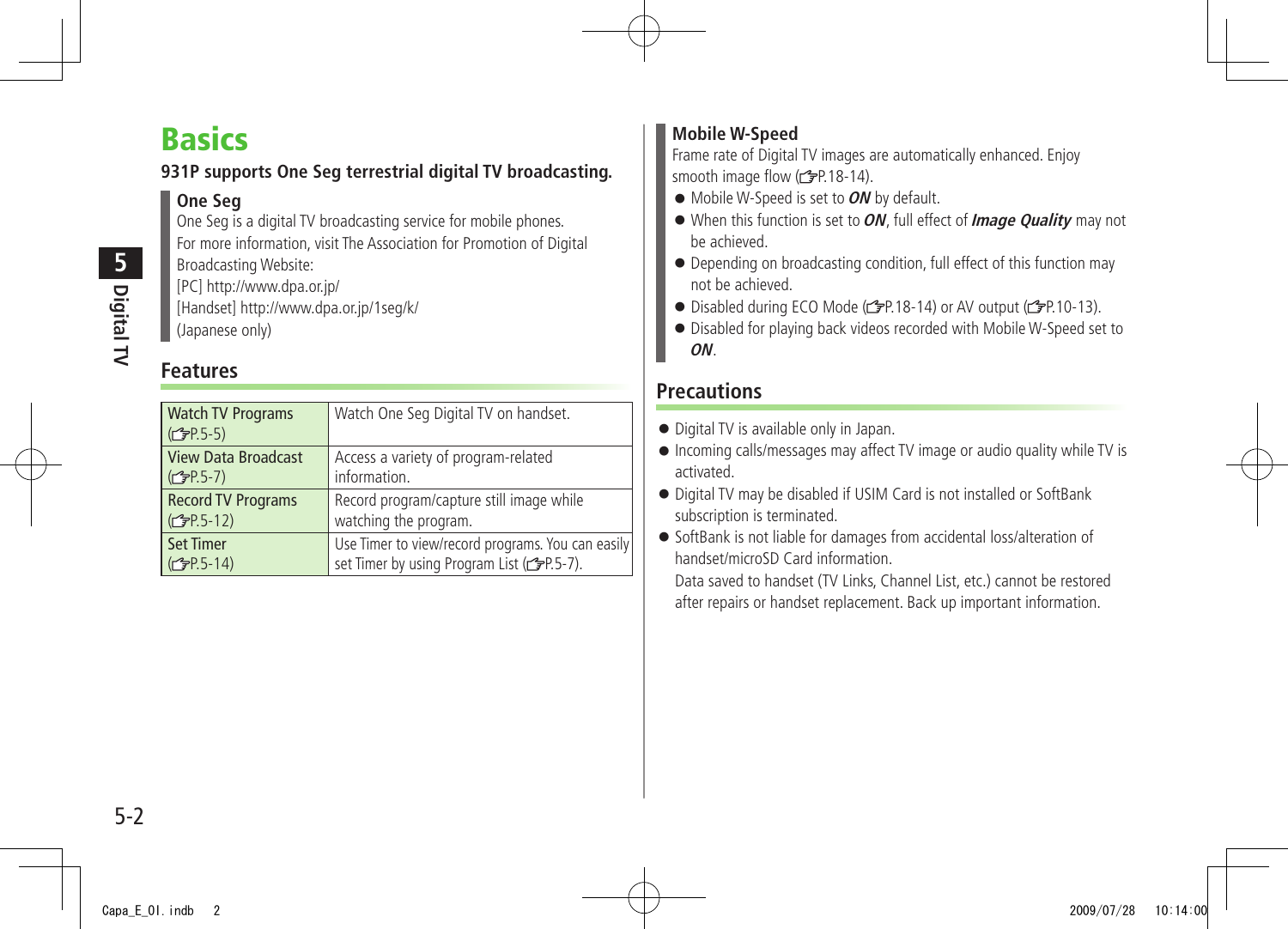# Basics

**931P supports One Seg terrestrial digital TV broadcasting.**

**One Seg**

One Seg is a digital TV broadcasting service for mobile phones.
For more information, visit The Association for Promotion of Digital Broadcasting Website:
[PC] http://www.dpa.or.jp/
[Handset] http://www.dpa.or.jp/1seg/k/
(Japanese only)

## Features

| | |
|---|---|
| Watch TV Programs (☞P.5-5) | Watch One Seg Digital TV on handset. |
| View Data Broadcast (☞P.5-7) | Access a variety of program-related information. |
| Record TV Programs (☞P.5-12) | Record program/capture still image while watching the program. |
| Set Timer (☞P.5-14) | Use Timer to view/record programs. You can easily set Timer by using Program List (☞P.5-7). |

**Mobile W-Speed**

Frame rate of Digital TV images are automatically enhanced. Enjoy smooth image flow (☞P.18-14).

- Mobile W-Speed is set to ***ON*** by default.
- When this function is set to ***ON***, full effect of ***Image Quality*** may not be achieved.
- Depending on broadcasting condition, full effect of this function may not be achieved.
- Disabled during ECO Mode (☞P.18-14) or AV output (☞P.10-13).
- Disabled for playing back videos recorded with Mobile W-Speed set to ***ON***.

## Precautions

- Digital TV is available only in Japan.
- Incoming calls/messages may affect TV image or audio quality while TV is activated.
- Digital TV may be disabled if USIM Card is not installed or SoftBank subscription is terminated.
- SoftBank is not liable for damages from accidental loss/alteration of handset/microSD Card information.
  Data saved to handset (TV Links, Channel List, etc.) cannot be restored after repairs or handset replacement. Back up important information.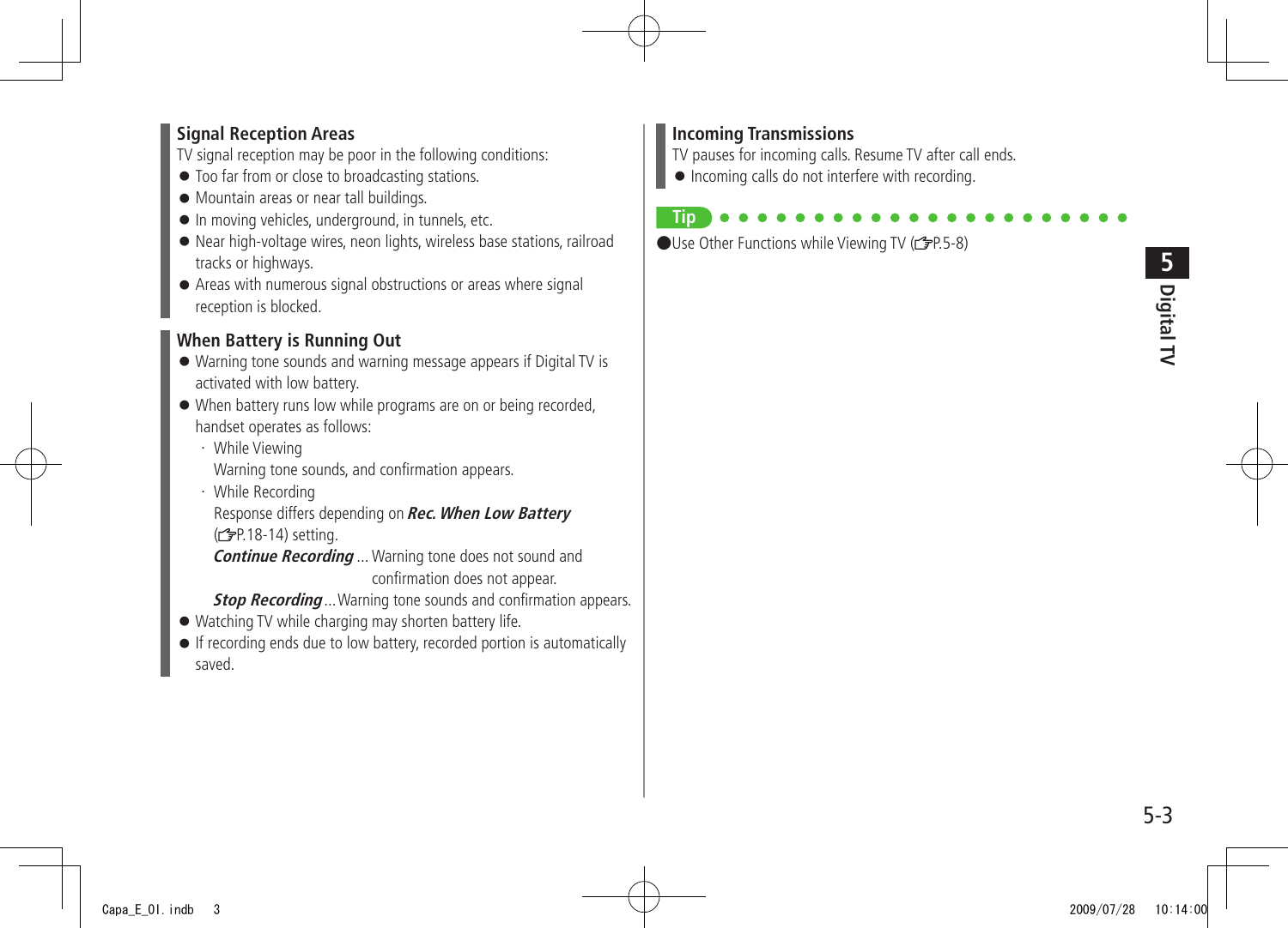## Signal Reception Areas

TV signal reception may be poor in the following conditions:

- Too far from or close to broadcasting stations.
- Mountain areas or near tall buildings.
- In moving vehicles, underground, in tunnels, etc.
- Near high-voltage wires, neon lights, wireless base stations, railroad tracks or highways.
- Areas with numerous signal obstructions or areas where signal reception is blocked.

## When Battery is Running Out

- Warning tone sounds and warning message appears if Digital TV is activated with low battery.
- When battery runs low while programs are on or being recorded, handset operates as follows:
  - While Viewing
    Warning tone sounds, and confirmation appears.
  - While Recording
    Response differs depending on ***Rec. When Low Battery*** (☞P.18-14) setting.
    ***Continue Recording*** ... Warning tone does not sound and confirmation does not appear.
    ***Stop Recording*** ... Warning tone sounds and confirmation appears.
- Watching TV while charging may shorten battery life.
- If recording ends due to low battery, recorded portion is automatically saved.

## Incoming Transmissions

TV pauses for incoming calls. Resume TV after call ends.

- Incoming calls do not interfere with recording.

**Tip**

- Use Other Functions while Viewing TV (☞P.5-8)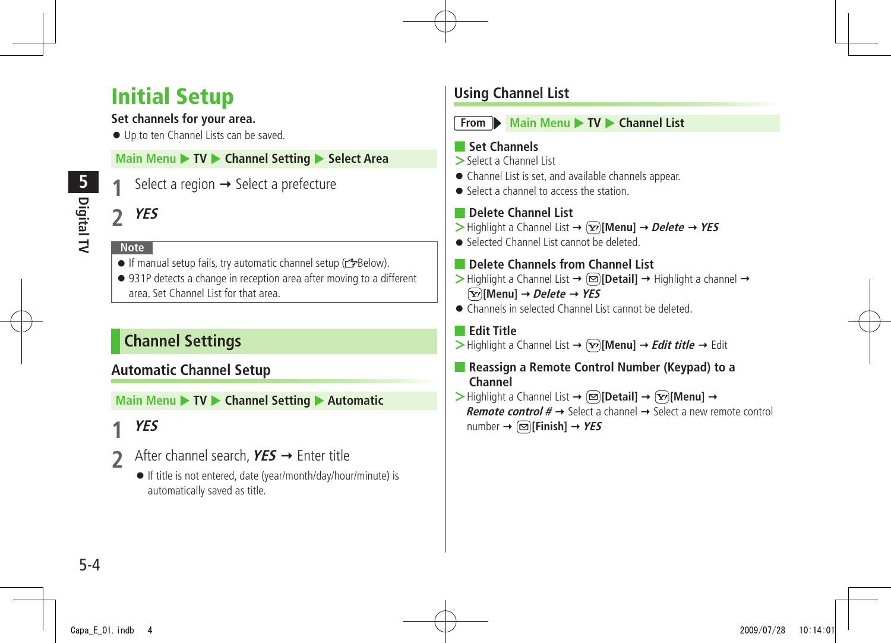# Initial Setup

**Set channels for your area.**

- Up to ten Channel Lists can be saved.

**Main Menu ▶ TV ▶ Channel Setting ▶ Select Area**

1. Select a region → Select a prefecture
2. ***YES***

**Note**

- If manual setup fails, try automatic channel setup (☞Below).
- 931P detects a change in reception area after moving to a different area. Set Channel List for that area.

## Channel Settings

### Automatic Channel Setup

**Main Menu ▶ TV ▶ Channel Setting ▶ Automatic**

1. ***YES***
2. After channel search, ***YES*** → Enter title
   - If title is not entered, date (year/month/day/hour/minute) is automatically saved as title.

### Using Channel List

**From** ▶ **Main Menu ▶ TV ▶ Channel List**

**Set Channels**

> Select a Channel List

- Channel List is set, and available channels appear.
- Select a channel to access the station.

**Delete Channel List**

> Highlight a Channel List → **[Menu]** → ***Delete*** → ***YES***

- Selected Channel List cannot be deleted.

**Delete Channels from Channel List**

> Highlight a Channel List → **[Detail]** → Highlight a channel → **[Menu]** → ***Delete*** → ***YES***

- Channels in selected Channel List cannot be deleted.

**Edit Title**

> Highlight a Channel List → **[Menu]** → ***Edit title*** → Edit

**Reassign a Remote Control Number (Keypad) to a Channel**

> Highlight a Channel List → **[Detail]** → **[Menu]** → ***Remote control #*** → Select a channel → Select a new remote control number → **[Finish]** → ***YES***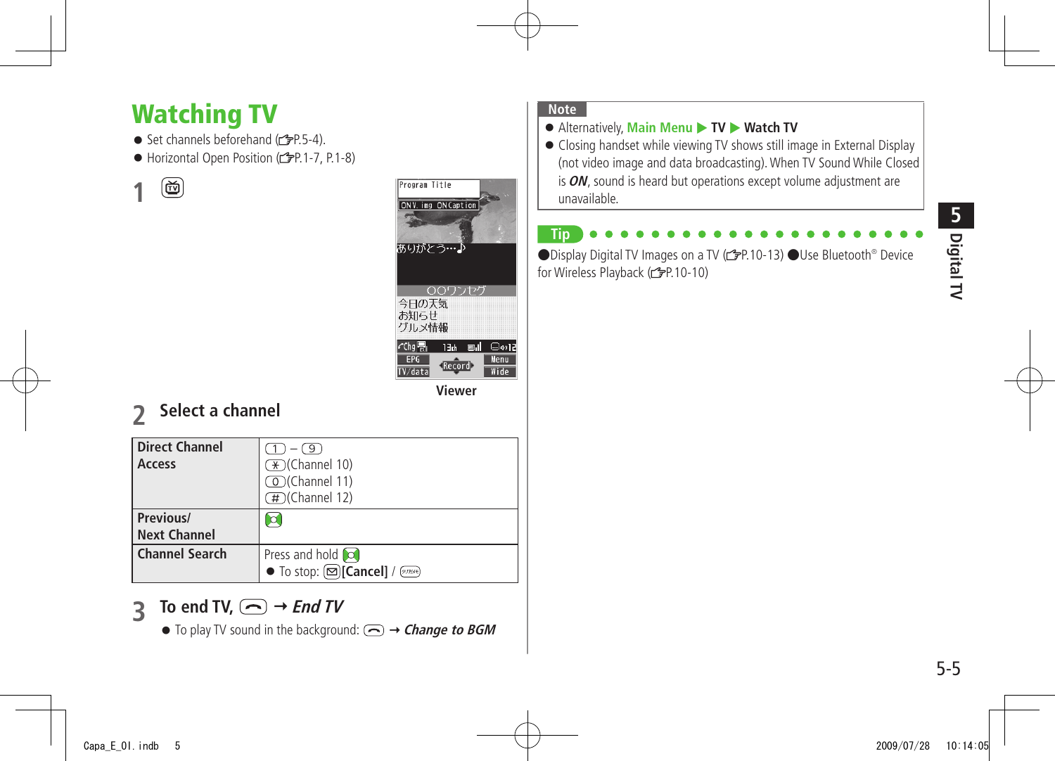# Watching TV

- Set channels beforehand (☞P.5-4).
- Horizontal Open Position (☞P.1-7, P.1-8)

**1** [TV]

Viewer

**2 Select a channel**

| Direct Channel Access | [1] – [9]<br>[*](Channel 10)<br>[0](Channel 11)<br>[#](Channel 12) |
|---|---|
| Previous/ Next Channel | [◎] |
| Channel Search | Press and hold [◎]<br>● To stop: [✉]**[Cancel]** / [クリア] |

**3 To end TV,** [↩] → ***End TV***

- To play TV sound in the background: [↩] → ***Change to BGM***

**Note**

- Alternatively, **Main Menu ▶ TV ▶ Watch TV**
- Closing handset while viewing TV shows still image in External Display (not video image and data broadcasting). When TV Sound While Closed is ***ON***, sound is heard but operations except volume adjustment are unavailable.

**Tip**

●Display Digital TV Images on a TV (☞P.10-13) ●Use Bluetooth® Device for Wireless Playback (☞P.10-10)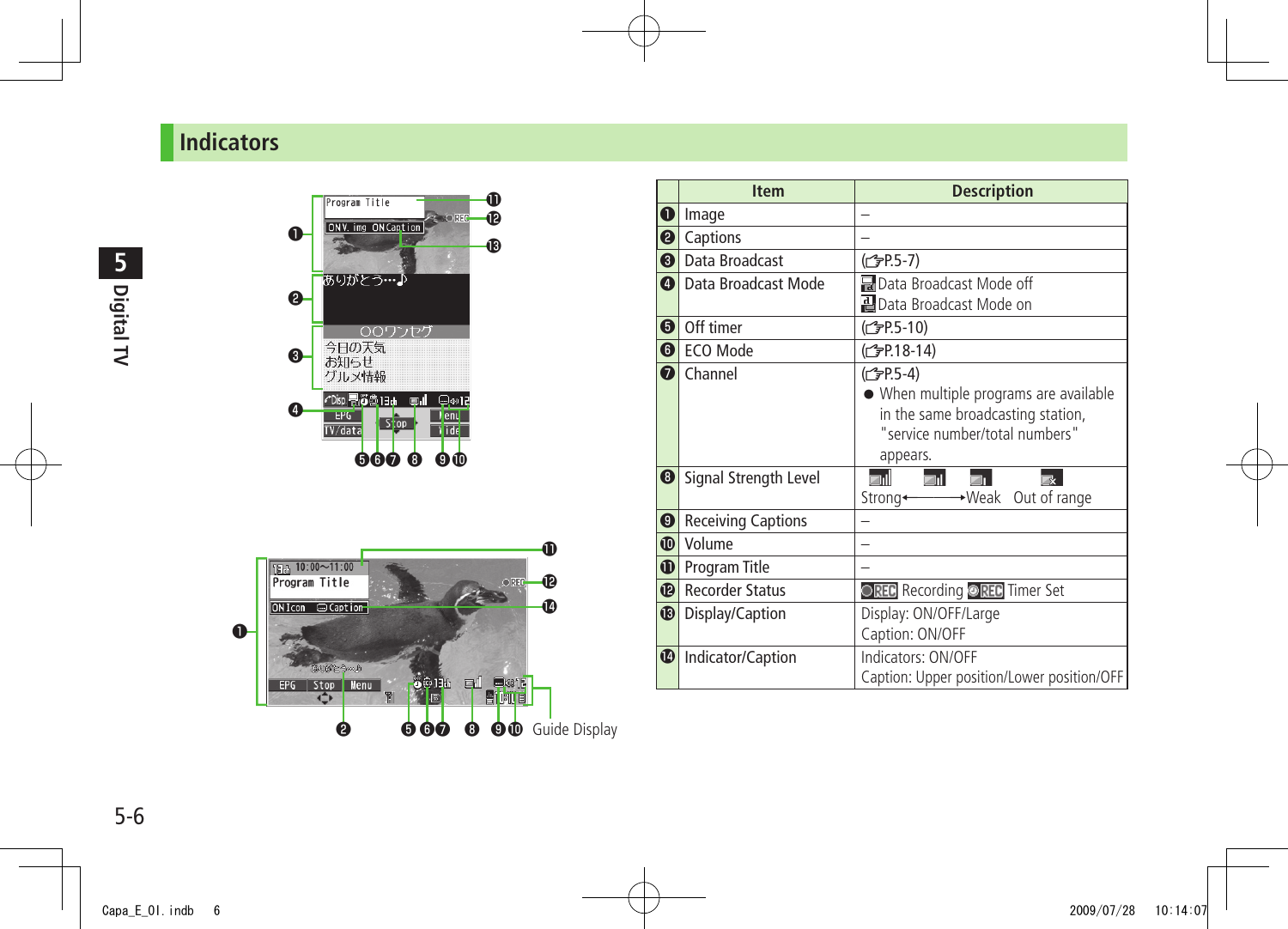## Indicators

| | Item | Description |
|---|---|---|
| ❶ | Image | – |
| ❷ | Captions | – |
| ❸ | Data Broadcast | (☞P.5-7) |
| ❹ | Data Broadcast Mode | Data Broadcast Mode off<br>Data Broadcast Mode on |
| ❺ | Off timer | (☞P.5-10) |
| ❻ | ECO Mode | (☞P.18-14) |
| ❼ | Channel | (☞P.5-4)<br>● When multiple programs are available in the same broadcasting station, "service number/total numbers" appears. |
| ❽ | Signal Strength Level | Strong←→Weak Out of range |
| ❾ | Receiving Captions | – |
| ❿ | Volume | – |
| ⓫ | Program Title | – |
| ⓬ | Recorder Status | REC Recording REC Timer Set |
| ⓭ | Display/Caption | Display: ON/OFF/Large<br>Caption: ON/OFF |
| ⓮ | Indicator/Caption | Indicators: ON/OFF<br>Caption: Upper position/Lower position/OFF |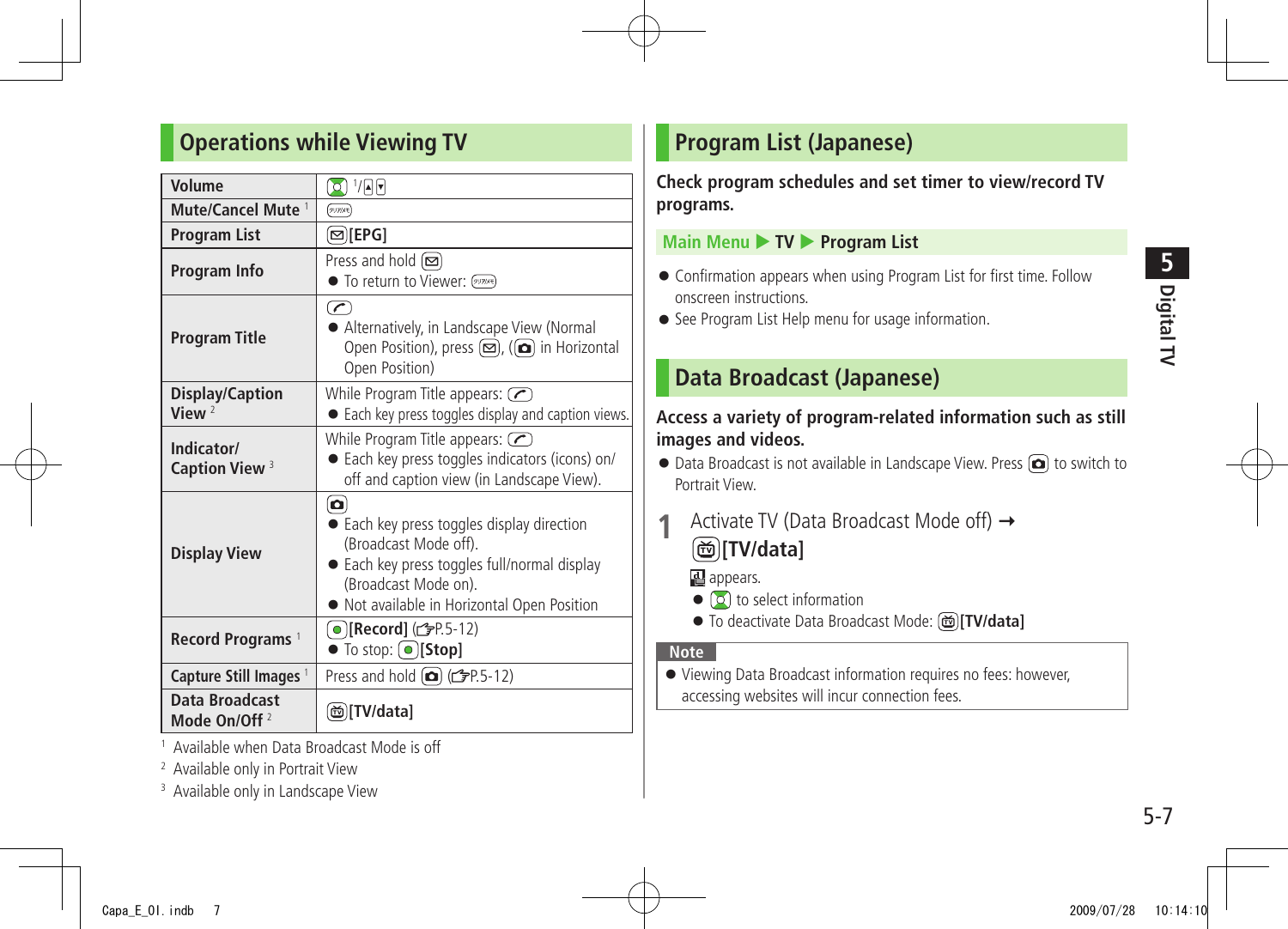## Operations while Viewing TV

| | |
|---|---|
| **Volume** | [1]/▲▼ |
| **Mute/Cancel Mute** [1] | クリア/メモ |
| **Program List** | ✉**[EPG]** |
| **Program Info** | Press and hold ✉<br>● To return to Viewer: クリア/メモ |
| **Program Title** | ✆<br>● Alternatively, in Landscape View (Normal Open Position), press ✉, (📷 in Horizontal Open Position) |
| **Display/Caption View** [2] | While Program Title appears: ✆<br>● Each key press toggles display and caption views. |
| **Indicator/ Caption View** [3] | While Program Title appears: ✆<br>● Each key press toggles indicators (icons) on/off and caption view (in Landscape View). |
| **Display View** | 📷<br>● Each key press toggles display direction (Broadcast Mode off).<br>● Each key press toggles full/normal display (Broadcast Mode on).<br>● Not available in Horizontal Open Position |
| **Record Programs** [1] | ●**[Record]** (☞P.5-12)<br>● To stop: ●**[Stop]** |
| **Capture Still Images** [1] | Press and hold 📷 (☞P.5-12) |
| **Data Broadcast Mode On/Off** [2] | 📺**[TV/data]** |

[1] Available when Data Broadcast Mode is off

[2] Available only in Portrait View

[3] Available only in Landscape View

## Program List (Japanese)

**Check program schedules and set timer to view/record TV programs.**

**Main Menu ▶ TV ▶ Program List**

- Confirmation appears when using Program List for first time. Follow onscreen instructions.
- See Program List Help menu for usage information.

## Data Broadcast (Japanese)

**Access a variety of program-related information such as still images and videos.**

- Data Broadcast is not available in Landscape View. Press 📷 to switch to Portrait View.

**1** Activate TV (Data Broadcast Mode off) → 📺**[TV/data]**

appears.

- to select information
- To deactivate Data Broadcast Mode: 📺**[TV/data]**

**Note**

- Viewing Data Broadcast information requires no fees: however, accessing websites will incur connection fees.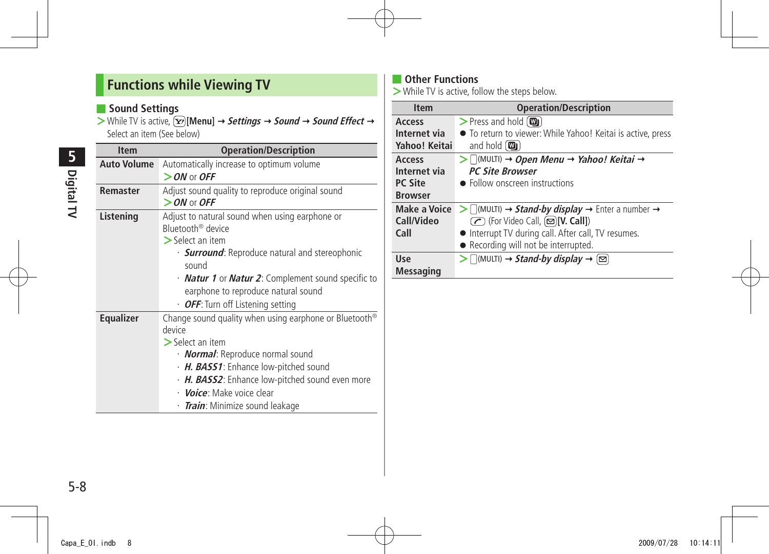## Functions while Viewing TV

### Sound Settings

> While TV is active, [Y!][Menu] → ***Settings*** → ***Sound*** → ***Sound Effect*** → Select an item (See below)

| Item | Operation/Description |
| --- | --- |
| **Auto Volume** | Automatically increase to optimum volume<br>> ***ON*** or ***OFF*** |
| **Remaster** | Adjust sound quality to reproduce original sound<br>> ***ON*** or ***OFF*** |
| **Listening** | Adjust to natural sound when using earphone or Bluetooth® device<br>> Select an item<br>· ***Surround***: Reproduce natural and stereophonic sound<br>· ***Natur 1*** or ***Natur 2***: Complement sound specific to earphone to reproduce natural sound<br>· ***OFF***: Turn off Listening setting |
| **Equalizer** | Change sound quality when using earphone or Bluetooth® device<br>> Select an item<br>· ***Normal***: Reproduce normal sound<br>· ***H. BASS1***: Enhance low-pitched sound<br>· ***H. BASS2***: Enhance low-pitched sound even more<br>· ***Voice***: Make voice clear<br>· ***Train***: Minimize sound leakage |

### Other Functions

> While TV is active, follow the steps below.

| Item | Operation/Description |
| --- | --- |
| **Access Internet via Yahoo! Keitai** | > Press and hold [W]<br>● To return to viewer: While Yahoo! Keitai is active, press and hold [W] |
| **Access Internet via PC Site Browser** | > (MULTI) → ***Open Menu*** → ***Yahoo! Keitai*** → ***PC Site Browser***<br>● Follow onscreen instructions |
| **Make a Voice Call/Video Call** | > (MULTI) → ***Stand-by display*** → Enter a number → [Call] (For Video Call, [Mail]**[V. Call]**)<br>● Interrupt TV during call. After call, TV resumes.<br>● Recording will not be interrupted. |
| **Use Messaging** | > (MULTI) → ***Stand-by display*** → [Mail] |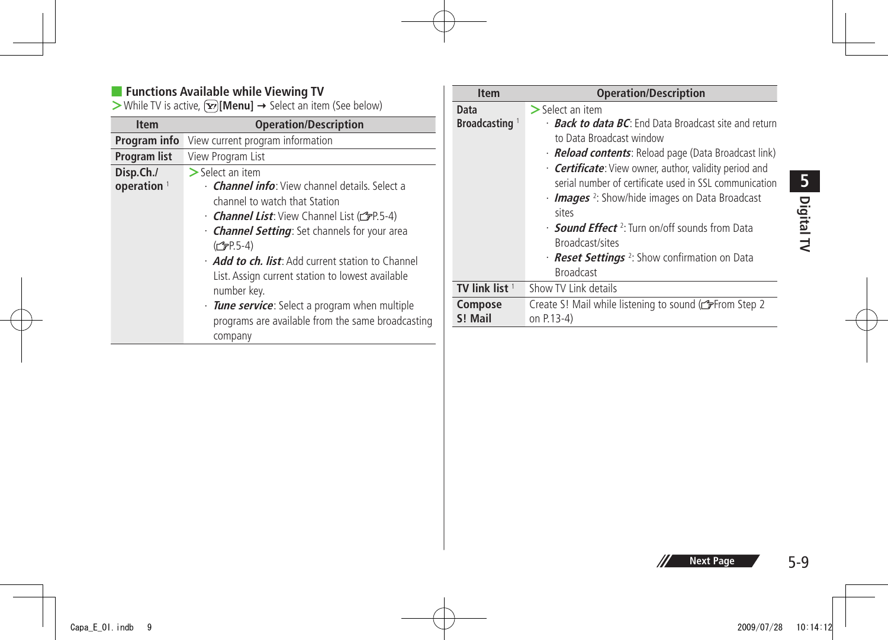## Functions Available while Viewing TV

> While TV is active, [Menu] → Select an item (See below)

| Item | Operation/Description |
|---|---|
| **Program info** | View current program information |
| **Program list** | View Program List |
| **Disp.Ch./ operation** [1] | > Select an item<br>· ***Channel info***: View channel details. Select a channel to watch that Station<br>· ***Channel List***: View Channel List (☞P.5-4)<br>· ***Channel Setting***: Set channels for your area (☞P.5-4)<br>· ***Add to ch. list***: Add current station to Channel List. Assign current station to lowest available number key.<br>· ***Tune service***: Select a program when multiple programs are available from the same broadcasting company |
| **Data Broadcasting** [1] | > Select an item<br>· ***Back to data BC***: End Data Broadcast site and return to Data Broadcast window<br>· ***Reload contents***: Reload page (Data Broadcast link)<br>· ***Certificate***: View owner, author, validity period and serial number of certificate used in SSL communication<br>· ***Images*** [2]: Show/hide images on Data Broadcast sites<br>· ***Sound Effect*** [2]: Turn on/off sounds from Data Broadcast/sites<br>· ***Reset Settings*** [2]: Show confirmation on Data Broadcast |
| **TV link list** [1] | Show TV Link details |
| **Compose S! Mail** | Create S! Mail while listening to sound (☞From Step 2 on P.13-4) |

Next Page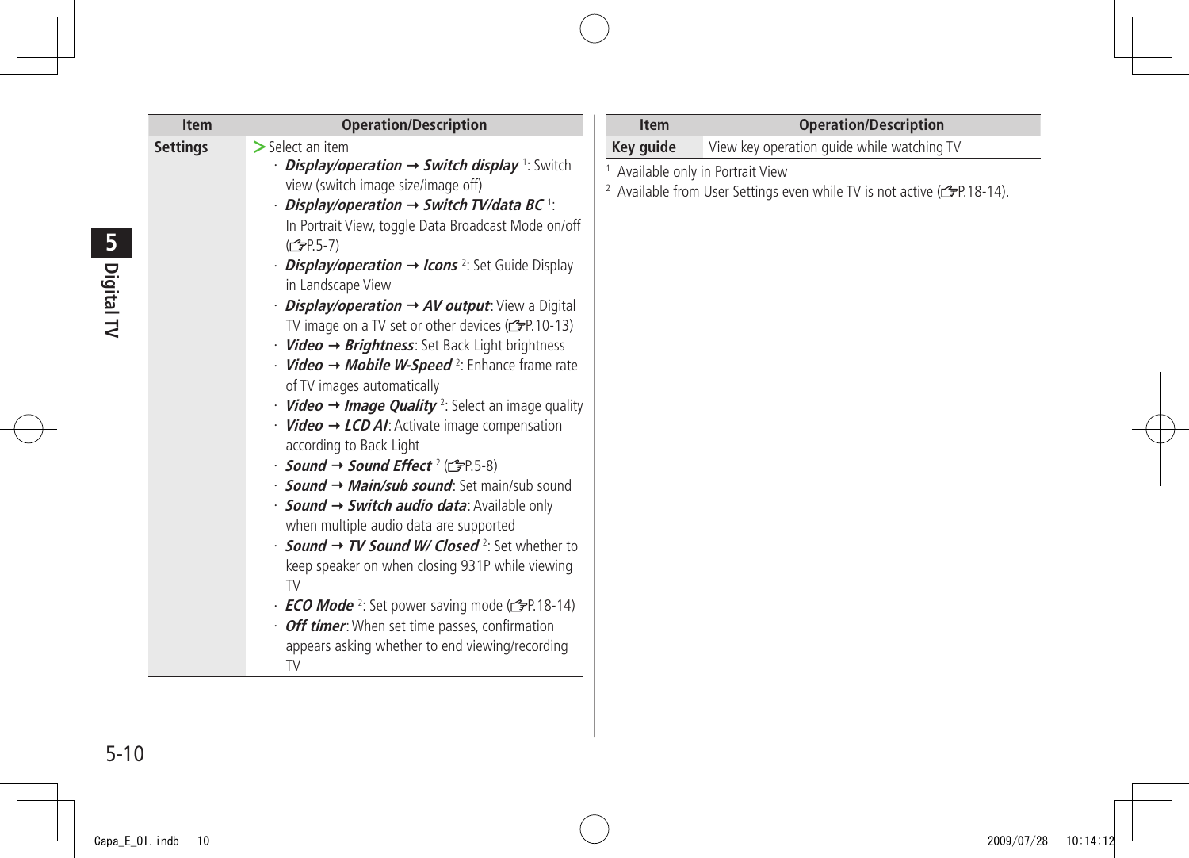| Item | Operation/Description |
|---|---|
| **Settings** | > Select an item<br>· ***Display/operation → Switch display*** [1]: Switch view (switch image size/image off)<br>· ***Display/operation → Switch TV/data BC*** [1]: In Portrait View, toggle Data Broadcast Mode on/off (☞P.5-7)<br>· ***Display/operation → Icons*** [2]: Set Guide Display in Landscape View<br>· ***Display/operation → AV output***: View a Digital TV image on a TV set or other devices (☞P.10-13)<br>· ***Video → Brightness***: Set Back Light brightness<br>· ***Video → Mobile W-Speed*** [2]: Enhance frame rate of TV images automatically<br>· ***Video → Image Quality*** [2]: Select an image quality<br>· ***Video → LCD AI***: Activate image compensation according to Back Light<br>· ***Sound → Sound Effect*** [2] (☞P.5-8)<br>· ***Sound → Main/sub sound***: Set main/sub sound<br>· ***Sound → Switch audio data***: Available only when multiple audio data are supported<br>· ***Sound → TV Sound W/ Closed*** [2]: Set whether to keep speaker on when closing 931P while viewing TV<br>· ***ECO Mode*** [2]: Set power saving mode (☞P.18-14)<br>· ***Off timer***: When set time passes, confirmation appears asking whether to end viewing/recording TV |
| **Key guide** | View key operation guide while watching TV |

[1] Available only in Portrait View

[2] Available from User Settings even while TV is not active (☞P.18-14).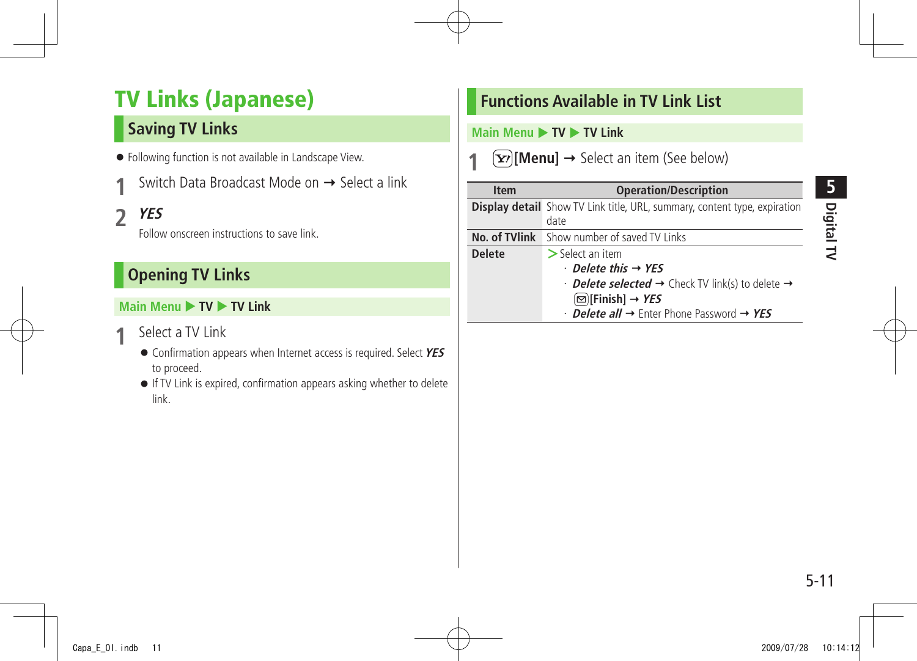# TV Links (Japanese)

## Saving TV Links

- Following function is not available in Landscape View.

**1** Switch Data Broadcast Mode on → Select a link

**2** ***YES***

Follow onscreen instructions to save link.

## Opening TV Links

**Main Menu ▶ TV ▶ TV Link**

**1** Select a TV Link

- Confirmation appears when Internet access is required. Select ***YES*** to proceed.
- If TV Link is expired, confirmation appears asking whether to delete link.

## Functions Available in TV Link List

**Main Menu ▶ TV ▶ TV Link**

**1** [Y!]**[Menu]** → Select an item (See below)

| Item | Operation/Description |
|---|---|
| **Display detail** | Show TV Link title, URL, summary, content type, expiration date |
| **No. of TVlink** | Show number of saved TV Links |
| **Delete** | > Select an item<br>· ***Delete this*** → ***YES***<br>· ***Delete selected*** → Check TV link(s) to delete → [✉]**[Finish]** → ***YES***<br>· ***Delete all*** → Enter Phone Password → ***YES*** |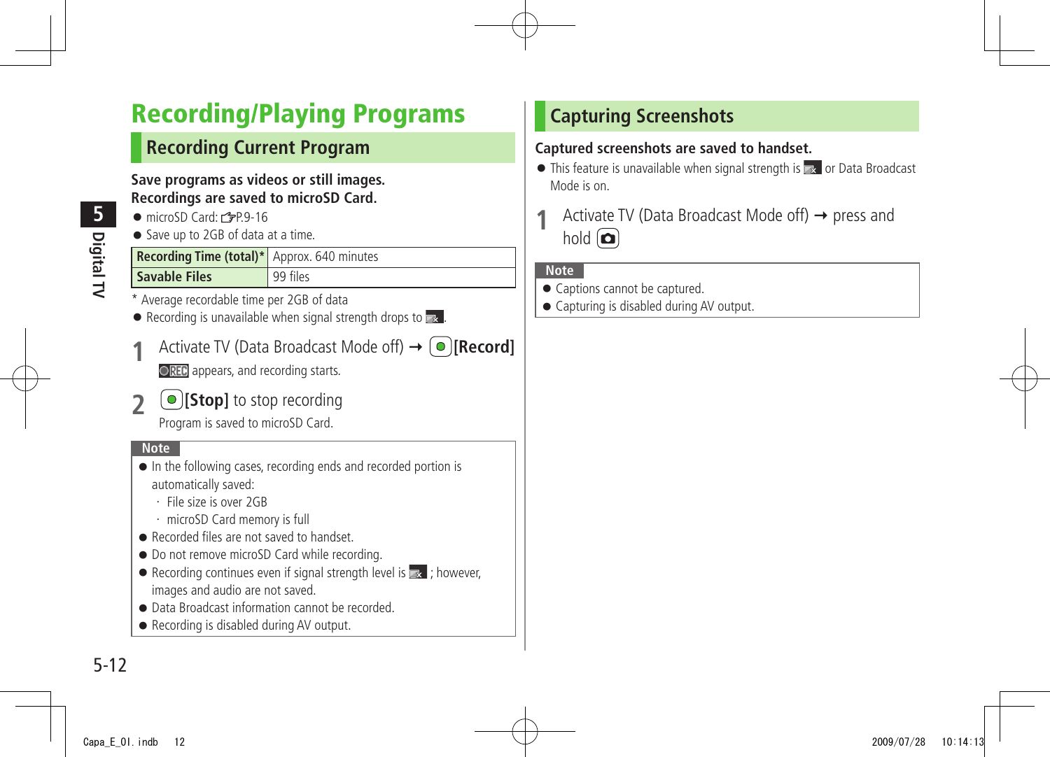# Recording/Playing Programs

## Recording Current Program

**Save programs as videos or still images.**
**Recordings are saved to microSD Card.**

- microSD Card: ☞P.9-16
- Save up to 2GB of data at a time.

| Recording Time (total)* | Approx. 640 minutes |
|---|---|
| Savable Files | 99 files |

\* Average recordable time per 2GB of data

- Recording is unavailable when signal strength drops to .

**1** Activate TV (Data Broadcast Mode off) ➞ **[Record]**

REC appears, and recording starts.

**2** **[Stop]** to stop recording

Program is saved to microSD Card.

**Note**

- In the following cases, recording ends and recorded portion is automatically saved:
  - File size is over 2GB
  - microSD Card memory is full
- Recorded files are not saved to handset.
- Do not remove microSD Card while recording.
- Recording continues even if signal strength level is ; however, images and audio are not saved.
- Data Broadcast information cannot be recorded.
- Recording is disabled during AV output.

## Capturing Screenshots

**Captured screenshots are saved to handset.**

- This feature is unavailable when signal strength is  or Data Broadcast Mode is on.

**1** Activate TV (Data Broadcast Mode off) ➞ press and hold 

**Note**

- Captions cannot be captured.
- Capturing is disabled during AV output.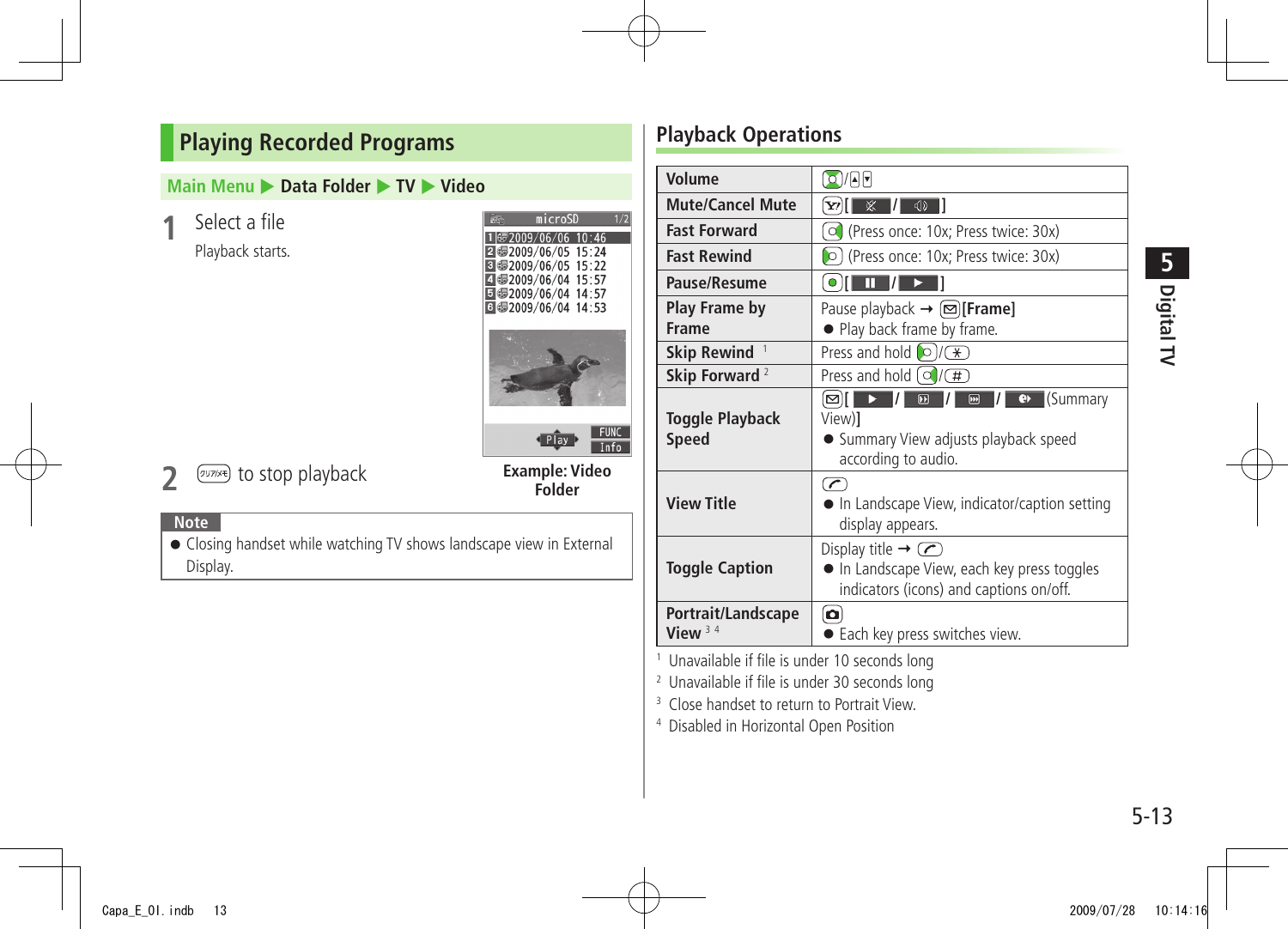## Playing Recorded Programs

**Main Menu ▶ Data Folder ▶ TV ▶ Video**

**1** Select a file

Playback starts.

Example: Video Folder

**2** クリア/メモ to stop playback

**Note**

- Closing handset while watching TV shows landscape view in External Display.

## Playback Operations

| | |
|---|---|
| **Volume** | / ▲ ▼ |
| **Mute/Cancel Mute** | [ / ] |
| **Fast Forward** | (Press once: 10x; Press twice: 30x) |
| **Fast Rewind** | (Press once: 10x; Press twice: 30x) |
| **Pause/Resume** | [ ❚❚ / ▶ ] |
| **Play Frame by Frame** | Pause playback → **[Frame]** ● Play back frame by frame. |
| **Skip Rewind** [1] | Press and hold / * |
| **Skip Forward** [2] | Press and hold / # |
| **Toggle Playback Speed** | [ ▶ / / / (Summary View)] ● Summary View adjusts playback speed according to audio. |
| **View Title** | ● In Landscape View, indicator/caption setting display appears. |
| **Toggle Caption** | Display title → ● In Landscape View, each key press toggles indicators (icons) and captions on/off. |
| **Portrait/Landscape View** [3 4] | ● Each key press switches view. |

[1] Unavailable if file is under 10 seconds long
[2] Unavailable if file is under 30 seconds long
[3] Close handset to return to Portrait View.
[4] Disabled in Horizontal Open Position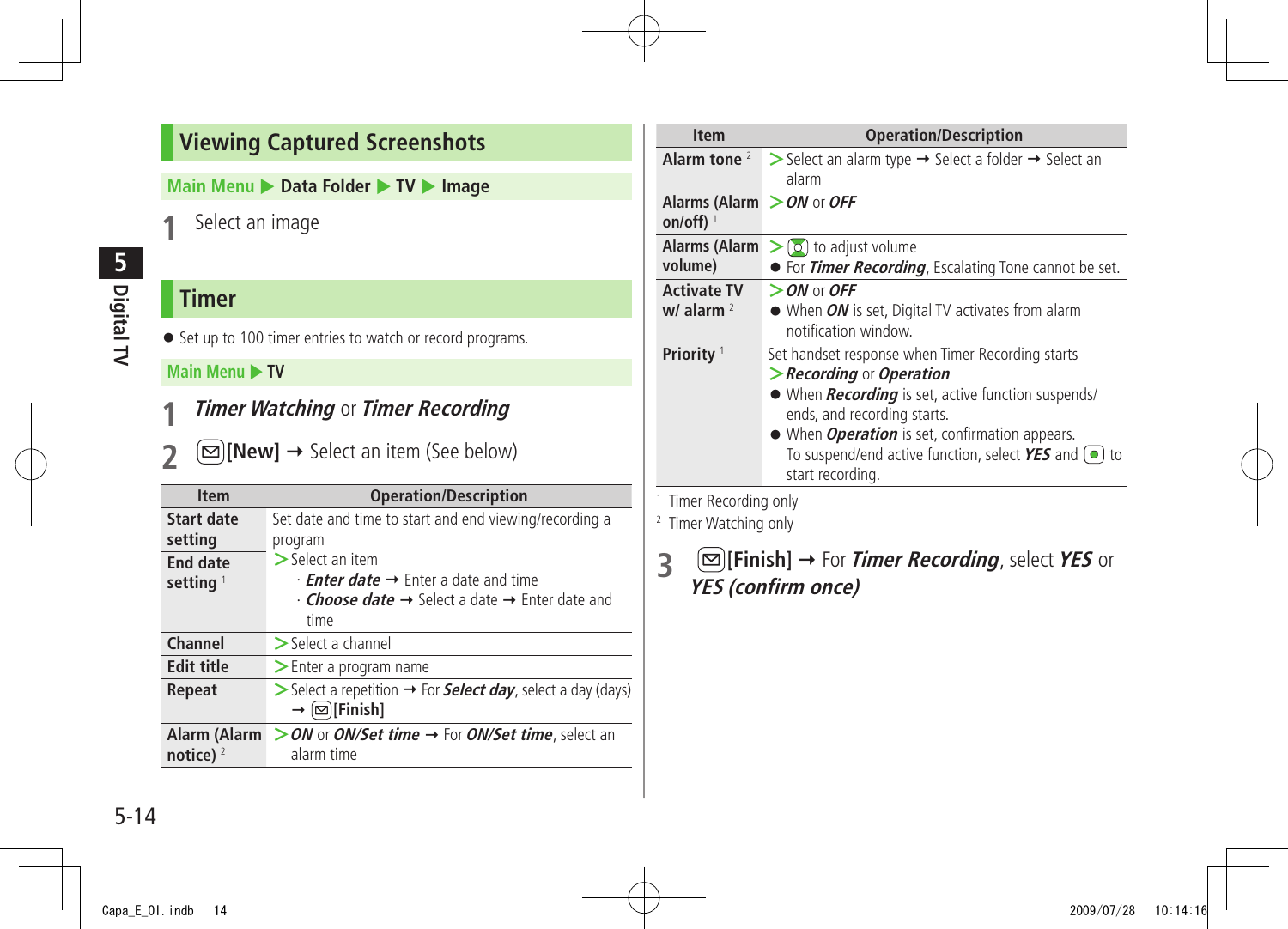## Viewing Captured Screenshots

Main Menu ▶ Data Folder ▶ TV ▶ Image

**1** Select an image

## Timer

- Set up to 100 timer entries to watch or record programs.

Main Menu ▶ TV

**1** ***Timer Watching*** or ***Timer Recording***

**2** [New] → Select an item (See below)

| Item | Operation/Description |
|---|---|
| **Start date setting** | Set date and time to start and end viewing/recording a program |
| **End date setting** [1] | >Select an item<br>· ***Enter date*** → Enter a date and time<br>· ***Choose date*** → Select a date → Enter date and time |
| **Channel** | >Select a channel |
| **Edit title** | >Enter a program name |
| **Repeat** | >Select a repetition → For ***Select day***, select a day (days) → [Finish] |
| **Alarm (Alarm notice)** [2] | >***ON*** or ***ON/Set time*** → For ***ON/Set time***, select an alarm time |
| **Alarm tone** [2] | >Select an alarm type → Select a folder → Select an alarm |
| **Alarms (Alarm on/off)** [1] | >***ON*** or ***OFF*** |
| **Alarms (Alarm volume)** | > to adjust volume<br>● For ***Timer Recording***, Escalating Tone cannot be set. |
| **Activate TV w/ alarm** [2] | >***ON*** or ***OFF***<br>● When ***ON*** is set, Digital TV activates from alarm notification window. |
| **Priority** [1] | Set handset response when Timer Recording starts<br>>***Recording*** or ***Operation***<br>● When ***Recording*** is set, active function suspends/ends, and recording starts.<br>● When ***Operation*** is set, confirmation appears. To suspend/end active function, select ***YES*** and to start recording. |

[1] Timer Recording only
[2] Timer Watching only

**3** [Finish] → For ***Timer Recording***, select ***YES*** or ***YES (confirm once)***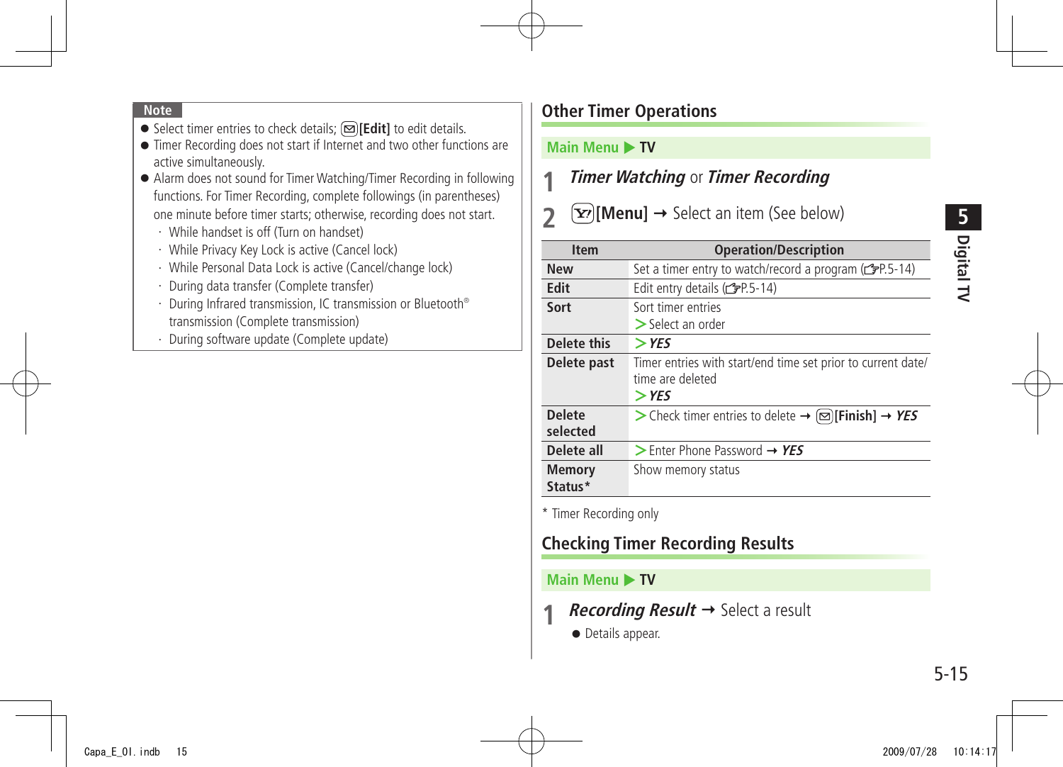**Note**

- Select timer entries to check details; ✉[Edit] to edit details.
- Timer Recording does not start if Internet and two other functions are active simultaneously.
- Alarm does not sound for Timer Watching/Timer Recording in following functions. For Timer Recording, complete followings (in parentheses) one minute before timer starts; otherwise, recording does not start.
  - While handset is off (Turn on handset)
  - While Privacy Key Lock is active (Cancel lock)
  - While Personal Data Lock is active (Cancel/change lock)
  - During data transfer (Complete transfer)
  - During Infrared transmission, IC transmission or Bluetooth® transmission (Complete transmission)
  - During software update (Complete update)

## Other Timer Operations

**Main Menu ▶ TV**

**1** ***Timer Watching*** or ***Timer Recording***

**2** Y! **[Menu]** → Select an item (See below)

| Item | Operation/Description |
|---|---|
| **New** | Set a timer entry to watch/record a program (☞P.5-14) |
| **Edit** | Edit entry details (☞P.5-14) |
| **Sort** | Sort timer entries<br>> Select an order |
| **Delete this** | > ***YES*** |
| **Delete past** | Timer entries with start/end time set prior to current date/time are deleted<br>> ***YES*** |
| **Delete selected** | > Check timer entries to delete → ✉**[Finish]** → ***YES*** |
| **Delete all** | > Enter Phone Password → ***YES*** |
| **Memory Status*** | Show memory status |

\* Timer Recording only

## Checking Timer Recording Results

**Main Menu ▶ TV**

**1** ***Recording Result*** → Select a result

- Details appear.